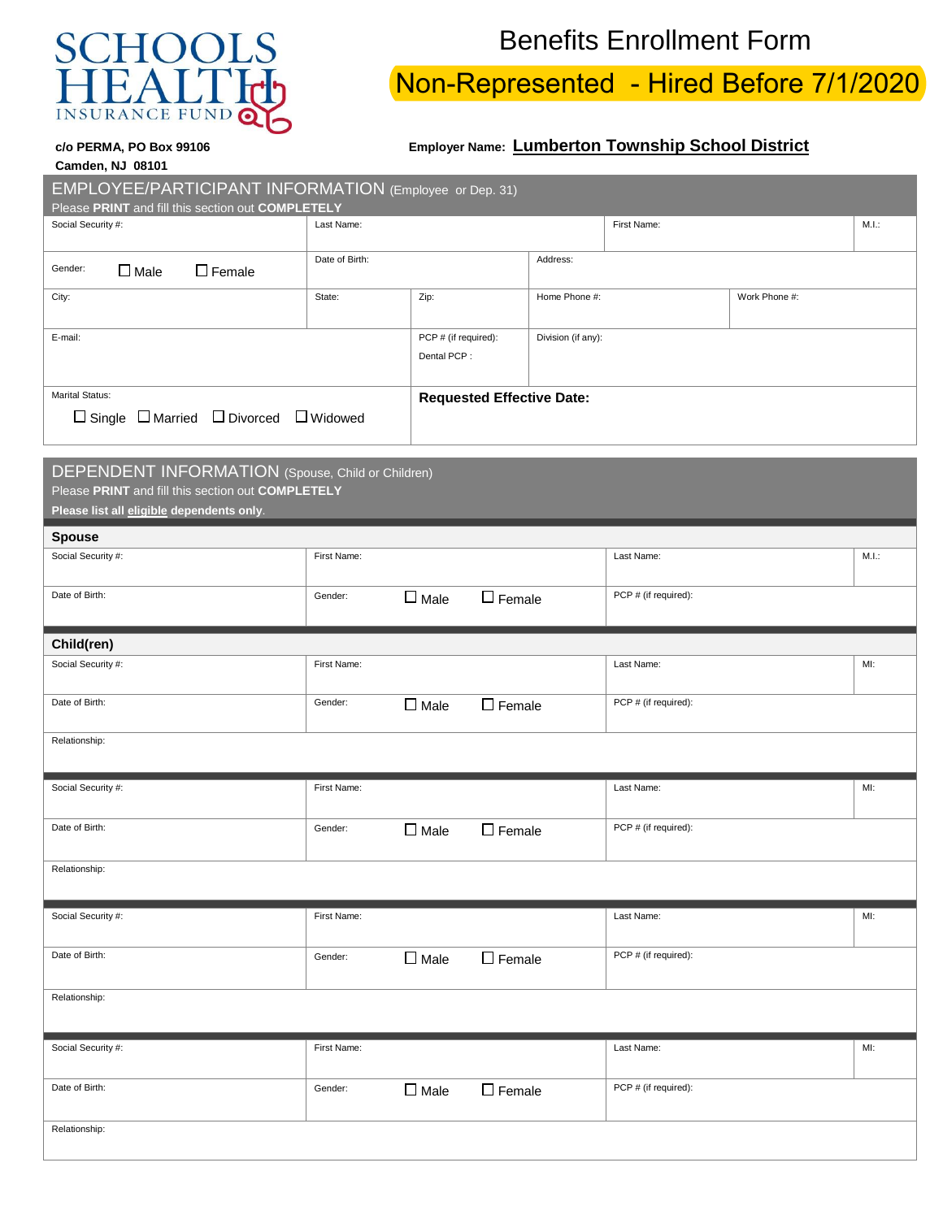**SCHOOLS HEALTH INSURANCE FUND**

c/o PERMA, PO Box 99106
Camden, NJ 08101

# Benefits Enrollment Form

## Non-Represented - Hired Before 7/1/2020

**Employer Name:** **Lumberton Township School District**

## EMPLOYEE/PARTICIPANT INFORMATION (Employee or Dep. 31)

Please **PRINT** and fill this section out **COMPLETELY**

| Social Security #: | Last Name: | | | First Name: | M.I.: |
|---|---|---|---|---|---|
| Gender: ☐ Male ☐ Female | Date of Birth: | | Address: | | |
| City: | State: | Zip: | Home Phone #: | Work Phone #: | |
| E-mail: | | PCP # (if required): Dental PCP : | Division (if any): | | |
| Marital Status: ☐ Single ☐ Married ☐ Divorced ☐ Widowed | | **Requested Effective Date:** | | | |

## DEPENDENT INFORMATION (Spouse, Child or Children)

Please **PRINT** and fill this section out **COMPLETELY**

**Please list all eligible dependents only**.

### Spouse

| Social Security #: | First Name: | Last Name: | M.I.: |
|---|---|---|---|
| Date of Birth: | Gender: ☐ Male ☐ Female | PCP # (if required): | |

### Child(ren)

| Social Security #: | First Name: | Last Name: | MI: |
|---|---|---|---|
| Date of Birth: | Gender: ☐ Male ☐ Female | PCP # (if required): | |
| Relationship: | | | |

| Social Security #: | First Name: | Last Name: | MI: |
|---|---|---|---|
| Date of Birth: | Gender: ☐ Male ☐ Female | PCP # (if required): | |
| Relationship: | | | |

| Social Security #: | First Name: | Last Name: | MI: |
|---|---|---|---|
| Date of Birth: | Gender: ☐ Male ☐ Female | PCP # (if required): | |
| Relationship: | | | |

| Social Security #: | First Name: | Last Name: | MI: |
|---|---|---|---|
| Date of Birth: | Gender: ☐ Male ☐ Female | PCP # (if required): | |
| Relationship: | | | |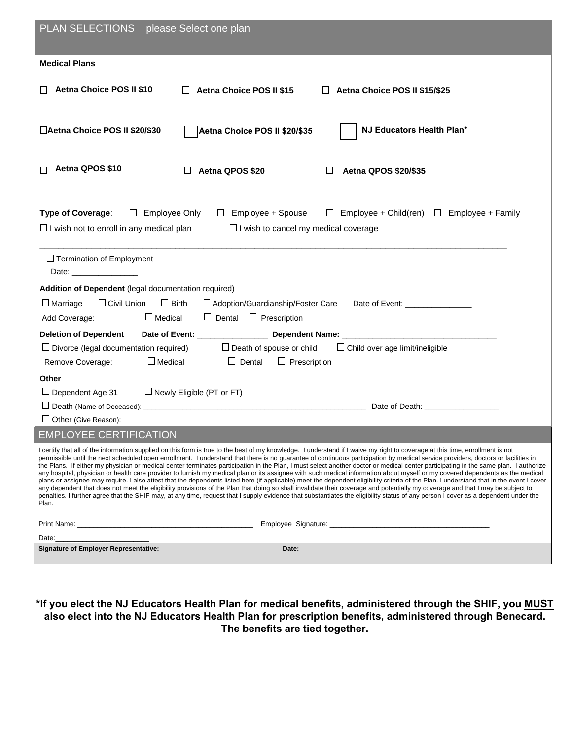## PLAN SELECTIONS please Select one plan

**Medical Plans**

☐ **Aetna Choice POS II $10** ☐ **Aetna Choice POS II $15** ☐ **Aetna Choice POS II $15/$25**

☐ **Aetna Choice POS II $20/$30** ☐ **Aetna Choice POS II $20/$35** ☐ **NJ Educators Health Plan***

☐ **Aetna QPOS $10** ☐ **Aetna QPOS $20** ☐ **Aetna QPOS $20/$35**

**Type of Coverage**: ☐ Employee Only ☐ Employee + Spouse ☐ Employee + Child(ren) ☐ Employee + Family

☐ I wish not to enroll in any medical plan ☐ I wish to cancel my medical coverage

---

☐ Termination of Employment

Date: _______________

**Addition of Dependent** (legal documentation required)

☐ Marriage ☐ Civil Union ☐ Birth ☐ Adoption/Guardianship/Foster Care Date of Event: _______________

Add Coverage: ☐ Medical ☐ Dental ☐ Prescription

**Deletion of Dependent** **Date of Event:** _______________ **Dependent Name:** __________________________________

☐ Divorce (legal documentation required) ☐ Death of spouse or child ☐ Child over age limit/ineligible

Remove Coverage: ☐ Medical ☐ Dental ☐ Prescription

**Other**

☐ Dependent Age 31 ☐ Newly Eligible (PT or FT)

☐ Death (Name of Deceased): ____________________________________________________ Date of Death: ________________

☐ Other (Give Reason):

## EMPLOYEE CERTIFICATION

I certify that all of the information supplied on this form is true to the best of my knowledge. I understand if I waive my right to coverage at this time, enrollment is not permissible until the next scheduled open enrollment. I understand that there is no guarantee of continuous participation by medical service providers, doctors or facilities in the Plans. If either my physician or medical center terminates participation in the Plan, I must select another doctor or medical center participating in the same plan. I authorize any hospital, physician or health care provider to furnish my medical plan or its assignee with such medical information about myself or my covered dependents as the medical plans or assignee may require. I also attest that the dependents listed here (if applicable) meet the dependent eligibility criteria of the Plan. I understand that in the event I cover any dependent that does not meet the eligibility provisions of the Plan that doing so shall invalidate their coverage and potentially my coverage and that I may be subject to penalties. I further agree that the SHIF may, at any time, request that I supply evidence that substantiates the eligibility status of any person I cover as a dependent under the Plan.

Print Name: ____________________________________________ Employee Signature: _______________________________________

Date:________________________

**Signature of Employer Representative:** **Date:**

**\*If you elect the NJ Educators Health Plan for medical benefits, administered through the SHIF, you MUST also elect into the NJ Educators Health Plan for prescription benefits, administered through Benecard. The benefits are tied together.**